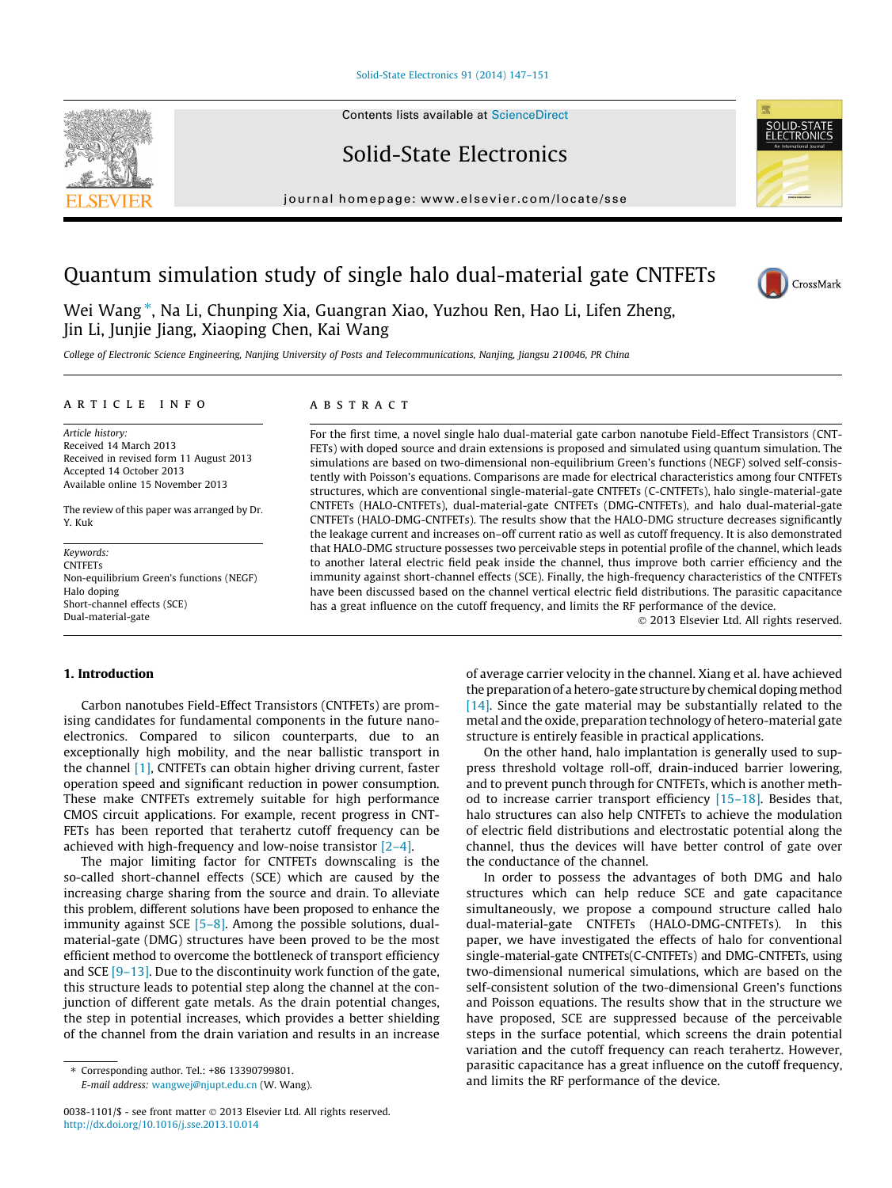# Quantum simulation study of single halo dual-material gate CNTFETs

Wei Wang *, Na Li, Chunping Xia, Guangran Xiao, Yuzhou Ren, Hao Li, Lifen Zheng, Jin Li, Junjie Jiang, Xiaoping Chen, Kai Wang

*College of Electronic Science Engineering, Nanjing University of Posts and Telecommunications, Nanjing, Jiangsu 210046, PR China*

## ARTICLE INFO

*Article history:*
Received 14 March 2013
Received in revised form 11 August 2013
Accepted 14 October 2013
Available online 15 November 2013

The review of this paper was arranged by Dr. Y. Kuk

*Keywords:*
CNTFETs
Non-equilibrium Green's functions (NEGF)
Halo doping
Short-channel effects (SCE)
Dual-material-gate

## ABSTRACT

For the first time, a novel single halo dual-material gate carbon nanotube Field-Effect Transistors (CNTFETs) with doped source and drain extensions is proposed and simulated using quantum simulation. The simulations are based on two-dimensional non-equilibrium Green's functions (NEGF) solved self-consistently with Poisson's equations. Comparisons are made for electrical characteristics among four CNTFETs structures, which are conventional single-material-gate CNTFETs (C-CNTFETs), halo single-material-gate CNTFETs (HALO-CNTFETs), dual-material-gate CNTFETs (DMG-CNTFETs), and halo dual-material-gate CNTFETs (HALO-DMG-CNTFETs). The results show that the HALO-DMG structure decreases significantly the leakage current and increases on–off current ratio as well as cutoff frequency. It is also demonstrated that HALO-DMG structure possesses two perceivable steps in potential profile of the channel, which leads to another lateral electric field peak inside the channel, thus improve both carrier efficiency and the immunity against short-channel effects (SCE). Finally, the high-frequency characteristics of the CNTFETs have been discussed based on the channel vertical electric field distributions. The parasitic capacitance has a great influence on the cutoff frequency, and limits the RF performance of the device.

© 2013 Elsevier Ltd. All rights reserved.

## 1. Introduction

Carbon nanotubes Field-Effect Transistors (CNTFETs) are promising candidates for fundamental components in the future nano-electronics. Compared to silicon counterparts, due to an exceptionally high mobility, and the near ballistic transport in the channel [1], CNTFETs can obtain higher driving current, faster operation speed and significant reduction in power consumption. These make CNTFETs extremely suitable for high performance CMOS circuit applications. For example, recent progress in CNTFETs has been reported that terahertz cutoff frequency can be achieved with high-frequency and low-noise transistor [2–4].

The major limiting factor for CNTFETs downscaling is the so-called short-channel effects (SCE) which are caused by the increasing charge sharing from the source and drain. To alleviate this problem, different solutions have been proposed to enhance the immunity against SCE [5–8]. Among the possible solutions, dual-material-gate (DMG) structures have been proved to be the most efficient method to overcome the bottleneck of transport efficiency and SCE [9–13]. Due to the discontinuity work function of the gate, this structure leads to potential step along the channel at the conjunction of different gate metals. As the drain potential changes, the step in potential increases, which provides a better shielding of the channel from the drain variation and results in an increase of average carrier velocity in the channel. Xiang et al. have achieved the preparation of a hetero-gate structure by chemical doping method [14]. Since the gate material may be substantially related to the metal and the oxide, preparation technology of hetero-material gate structure is entirely feasible in practical applications.

On the other hand, halo implantation is generally used to suppress threshold voltage roll-off, drain-induced barrier lowering, and to prevent punch through for CNTFETs, which is another method to increase carrier transport efficiency [15–18]. Besides that, halo structures can also help CNTFETs to achieve the modulation of electric field distributions and electrostatic potential along the channel, thus the devices will have better control of gate over the conductance of the channel.

In order to possess the advantages of both DMG and halo structures which can help reduce SCE and gate capacitance simultaneously, we propose a compound structure called halo dual-material-gate CNTFETs (HALO-DMG-CNTFETs). In this paper, we have investigated the effects of halo for conventional single-material-gate CNTFETs(C-CNTFETs) and DMG-CNTFETs, using two-dimensional numerical simulations, which are based on the self-consistent solution of the two-dimensional Green's functions and Poisson equations. The results show that in the structure we have proposed, SCE are suppressed because of the perceivable steps in the surface potential, which screens the drain potential variation and the cutoff frequency can reach terahertz. However, parasitic capacitance has a great influence on the cutoff frequency, and limits the RF performance of the device.

* Corresponding author. Tel.: +86 13390799801.
E-mail address: wangwej@njupt.edu.cn (W. Wang).

0038-1101/$ - see front matter © 2013 Elsevier Ltd. All rights reserved.
http://dx.doi.org/10.1016/j.sse.2013.10.014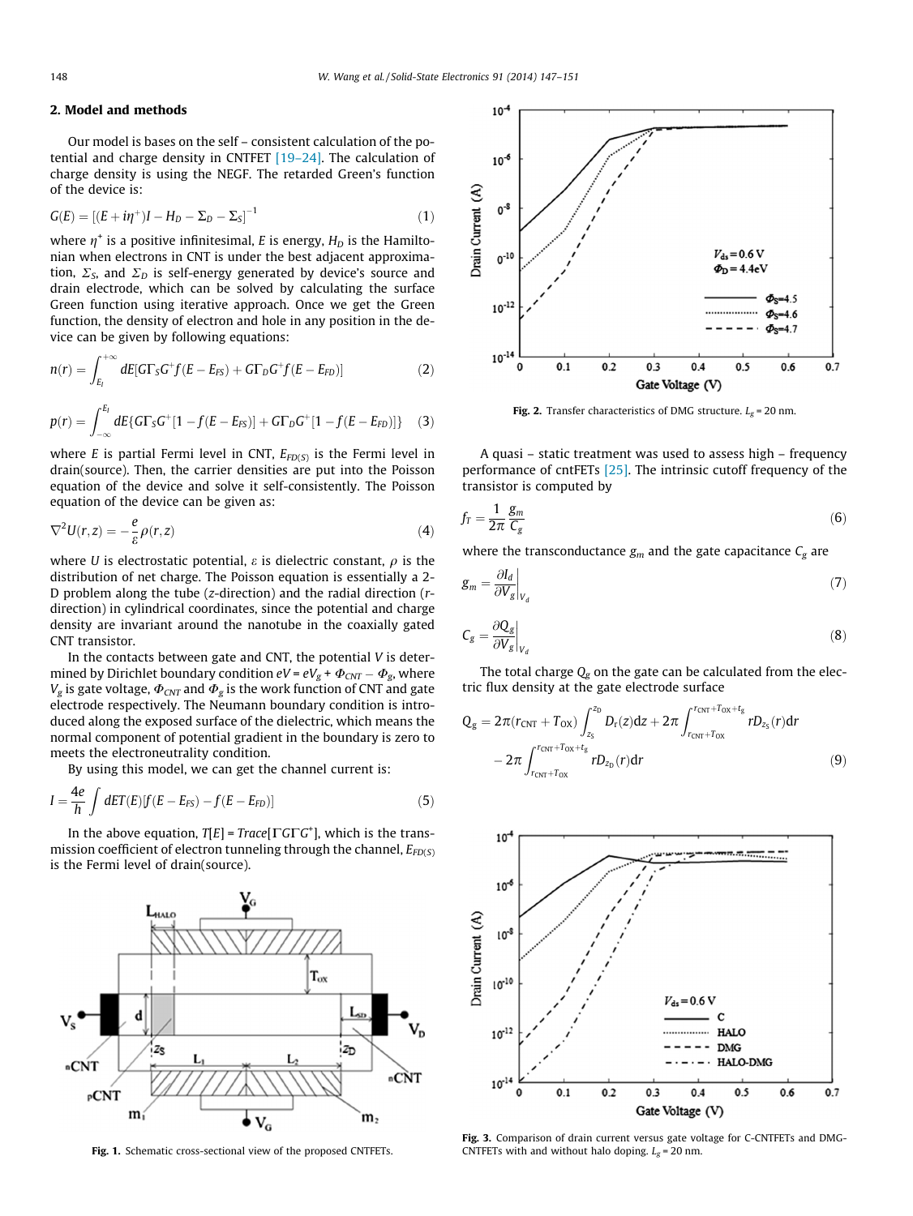## 2. Model and methods

Our model is bases on the self – consistent calculation of the potential and charge density in CNTFET [19–24]. The calculation of charge density is using the NEGF. The retarded Green's function of the device is:

$$G(E) = [(E + i\eta^{+})I - H_D - \Sigma_D - \Sigma_S]^{-1} \tag{1}$$

where $\eta^{+}$ is a positive infinitesimal, $E$ is energy, $H_D$ is the Hamiltonian when electrons in CNT is under the best adjacent approximation, $\Sigma_S$, and $\Sigma_D$ is self-energy generated by device's source and drain electrode, which can be solved by calculating the surface Green function using iterative approach. Once we get the Green function, the density of electron and hole in any position in the device can be given by following equations:

$$n(r) = \int_{E_l}^{+\infty} dE[G\Gamma_S G^{+} f(E - E_{FS}) + G\Gamma_D G^{+} f(E - E_{FD})] \tag{2}$$

$$p(r) = \int_{-\infty}^{E_l} dE\{G\Gamma_S G^{+}[1 - f(E - E_{FS})] + G\Gamma_D G^{+}[1 - f(E - E_{FD})]\} \tag{3}$$

where $E$ is partial Fermi level in CNT, $E_{FD(S)}$ is the Fermi level in drain(source). Then, the carrier densities are put into the Poisson equation of the device and solve it self-consistently. The Poisson equation of the device can be given as:

$$\nabla^2 U(r,z) = -\frac{e}{\varepsilon}\rho(r,z) \tag{4}$$

where $U$ is electrostatic potential, $\varepsilon$ is dielectric constant, $\rho$ is the distribution of net charge. The Poisson equation is essentially a 2-D problem along the tube ($z$-direction) and the radial direction ($r$-direction) in cylindrical coordinates, since the potential and charge density are invariant around the nanotube in the coaxially gated CNT transistor.

In the contacts between gate and CNT, the potential $V$ is determined by Dirichlet boundary condition $eV = eV_g + \Phi_{CNT} - \Phi_g$, where $V_g$ is gate voltage, $\Phi_{CNT}$ and $\Phi_g$ is the work function of CNT and gate electrode respectively. The Neumann boundary condition is introduced along the exposed surface of the dielectric, which means the normal component of potential gradient in the boundary is zero to meets the electroneutrality condition.

By using this model, we can get the channel current is:

$$I = \frac{4e}{h}\int dET(E)[f(E - E_{FS}) - f(E - E_{FD})] \tag{5}$$

In the above equation, $T[E] = Trace[\Gamma G \Gamma G^{+}]$, which is the transmission coefficient of electron tunneling through the channel, $E_{FD(S)}$ is the Fermi level of drain(source).

**Fig. 1.** Schematic cross-sectional view of the proposed CNTFETs.

**Fig. 2.** Transfer characteristics of DMG structure. $L_g$ = 20 nm.

A quasi – static treatment was used to assess high – frequency performance of cntFETs [25]. The intrinsic cutoff frequency of the transistor is computed by

$$f_T = \frac{1}{2\pi}\frac{g_m}{C_g} \tag{6}$$

where the transconductance $g_m$ and the gate capacitance $C_g$ are

$$g_m = \left.\frac{\partial I_d}{\partial V_g}\right|_{V_d} \tag{7}$$

$$C_g = \left.\frac{\partial Q_g}{\partial V_g}\right|_{V_d} \tag{8}$$

The total charge $Q_g$ on the gate can be calculated from the electric flux density at the gate electrode surface

$$Q_g = 2\pi(r_{CNT} + T_{OX})\int_{z_S}^{z_D} D_r(z)dz + 2\pi\int_{r_{CNT}+T_{OX}}^{r_{CNT}+T_{OX}+t_g} rD_{z_S}(r)dr - 2\pi\int_{r_{CNT}+T_{OX}}^{r_{CNT}+T_{OX}+t_g} rD_{z_D}(r)dr \tag{9}$$

**Fig. 3.** Comparison of drain current versus gate voltage for C-CNTFETs and DMG-CNTFETs with and without halo doping. $L_g$ = 20 nm.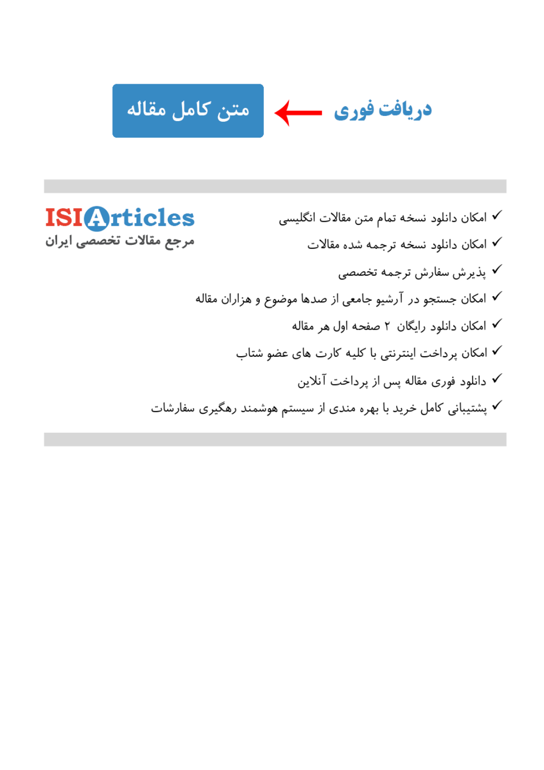دریافت فوری ← متن کامل مقاله

**ISIArticles**
مرجع مقالات تخصصی ایران

- ✓ امکان دانلود نسخه تمام متن مقالات انگلیسی
- ✓ امکان دانلود نسخه ترجمه شده مقالات
- ✓ پذیرش سفارش ترجمه تخصصی
- ✓ امکان جستجو در آرشیو جامعی از صدها موضوع و هزاران مقاله
- ✓ امکان دانلود رایگان ۲ صفحه اول هر مقاله
- ✓ امکان پرداخت اینترنتی با کلیه کارت های عضو شتاب
- ✓ دانلود فوری مقاله پس از پرداخت آنلاین
- ✓ پشتیبانی کامل خرید با بهره مندی از سیستم هوشمند رهگیری سفارشات